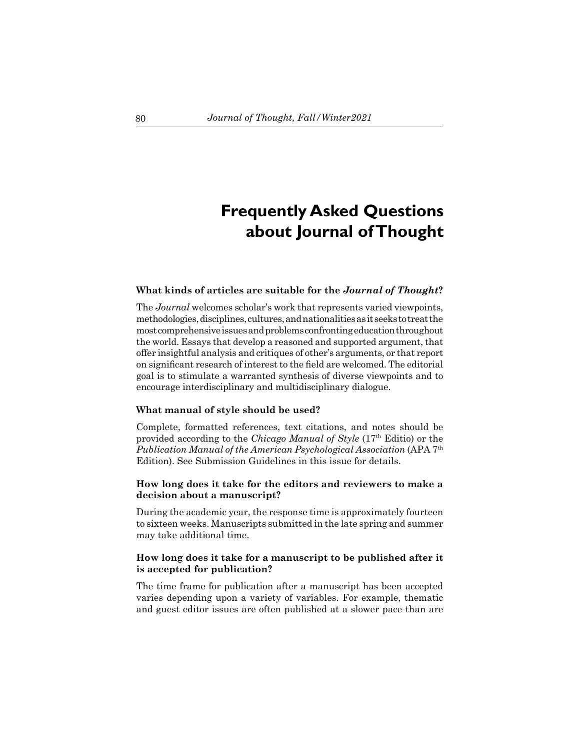# Frequently Asked Questions about Journal of Thought

### What kinds of articles are suitable for the *Journal of Thought*?

The *Journal* welcomes scholar's work that represents varied viewpoints, methodologies, disciplines, cultures, and nationalities as it seeks to treat the most comprehensive issues and problems confronting education throughout the world. Essays that develop a reasoned and supported argument, that offer insightful analysis and critiques of other's arguments, or that report on significant research of interest to the field are welcomed. The editorial goal is to stimulate a warranted synthesis of diverse viewpoints and to encourage interdisciplinary and multidisciplinary dialogue.

### What manual of style should be used?

Complete, formatted references, text citations, and notes should be provided according to the *Chicago Manual of Style* (17th Editio) or the *Publication Manual of the American Psychological Association* (APA 7th Edition). See Submission Guidelines in this issue for details.

### How long does it take for the editors and reviewers to make a decision about a manuscript?

During the academic year, the response time is approximately fourteen to sixteen weeks. Manuscripts submitted in the late spring and summer may take additional time.

### How long does it take for a manuscript to be published after it is accepted for publication?

The time frame for publication after a manuscript has been accepted varies depending upon a variety of variables. For example, thematic and guest editor issues are often published at a slower pace than are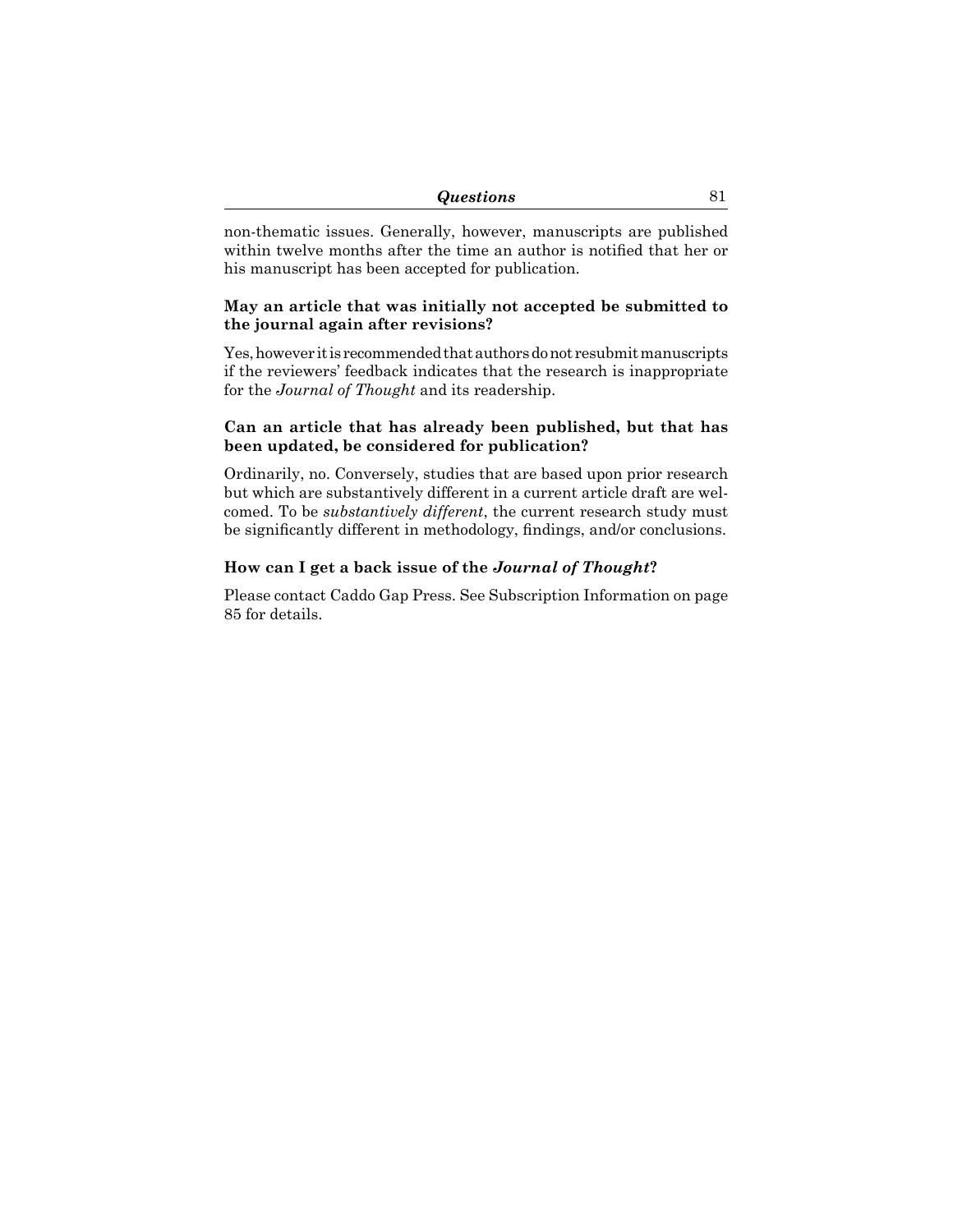non-thematic issues. Generally, however, manuscripts are published within twelve months after the time an author is notified that her or his manuscript has been accepted for publication.

### May an article that was initially not accepted be submitted to the journal again after revisions?

Yes, however it is recommended that authors do not resubmit manuscripts if the reviewers' feedback indicates that the research is inappropriate for the *Journal of Thought* and its readership.

### Can an article that has already been published, but that has been updated, be considered for publication?

Ordinarily, no. Conversely, studies that are based upon prior research but which are substantively different in a current article draft are welcomed. To be *substantively different*, the current research study must be significantly different in methodology, findings, and/or conclusions.

### How can I get a back issue of the *Journal of Thought*?

Please contact Caddo Gap Press. See Subscription Information on page 85 for details.